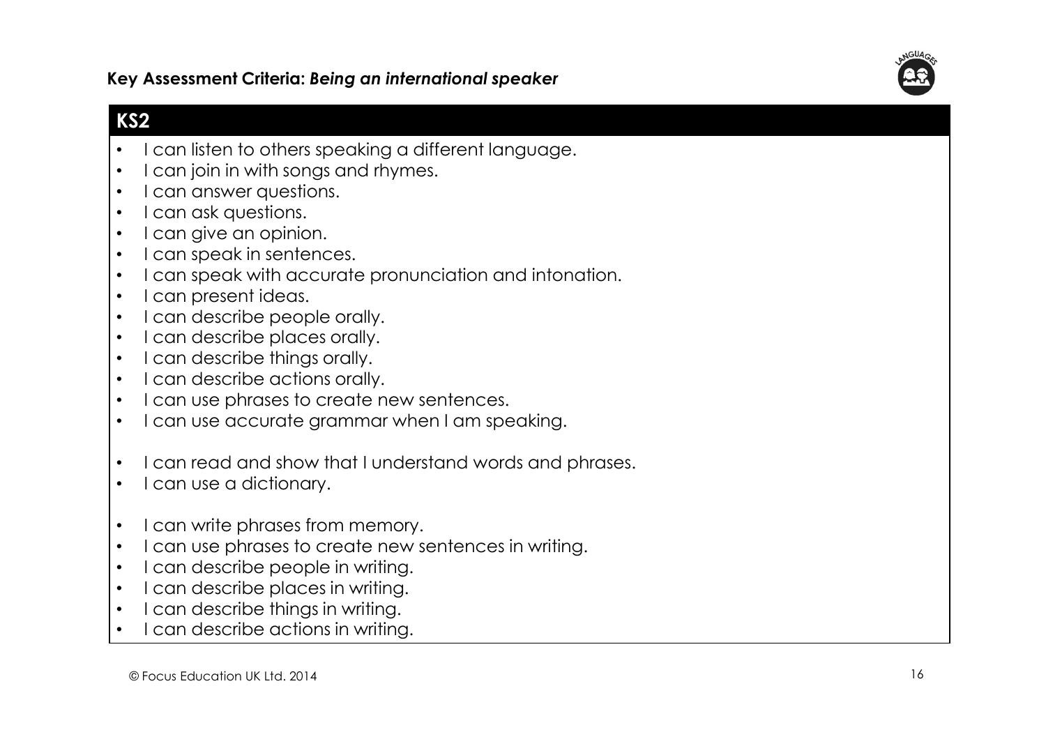**Key Assessment Criteria: *Being an international speaker***

## KS2

- I can listen to others speaking a different language.
- I can join in with songs and rhymes.
- I can answer questions.
- I can ask questions.
- I can give an opinion.
- I can speak in sentences.
- I can speak with accurate pronunciation and intonation.
- I can present ideas.
- I can describe people orally.
- I can describe places orally.
- I can describe things orally.
- I can describe actions orally.
- I can use phrases to create new sentences.
- I can use accurate grammar when I am speaking.

- I can read and show that I understand words and phrases.
- I can use a dictionary.

- I can write phrases from memory.
- I can use phrases to create new sentences in writing.
- I can describe people in writing.
- I can describe places in writing.
- I can describe things in writing.
- I can describe actions in writing.

© Focus Education UK Ltd. 2014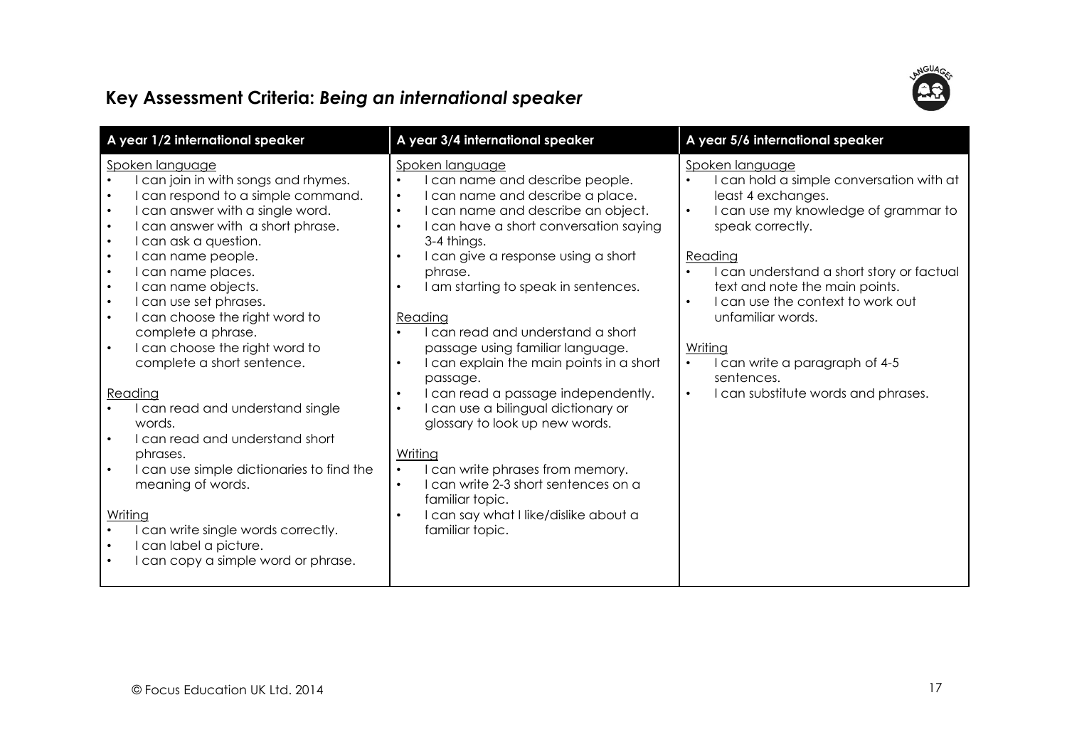## Key Assessment Criteria: *Being an international speaker*

| A year 1/2 international speaker | A year 3/4 international speaker | A year 5/6 international speaker |
|---|---|---|
| <u>Spoken language</u><br>• I can join in with songs and rhymes.<br>• I can respond to a simple command.<br>• I can answer with a single word.<br>• I can answer with a short phrase.<br>• I can ask a question.<br>• I can name people.<br>• I can name places.<br>• I can name objects.<br>• I can use set phrases.<br>• I can choose the right word to complete a phrase.<br>• I can choose the right word to complete a short sentence.<br><br><u>Reading</u><br>• I can read and understand single words.<br>• I can read and understand short phrases.<br>• I can use simple dictionaries to find the meaning of words.<br><br><u>Writing</u><br>• I can write single words correctly.<br>• I can label a picture.<br>• I can copy a simple word or phrase. | <u>Spoken language</u><br>• I can name and describe people.<br>• I can name and describe a place.<br>• I can name and describe an object.<br>• I can have a short conversation saying 3-4 things.<br>• I can give a response using a short phrase.<br>• I am starting to speak in sentences.<br><br><u>Reading</u><br>• I can read and understand a short passage using familiar language.<br>• I can explain the main points in a short passage.<br>• I can read a passage independently.<br>• I can use a bilingual dictionary or glossary to look up new words.<br><br><u>Writing</u><br>• I can write phrases from memory.<br>• I can write 2-3 short sentences on a familiar topic.<br>• I can say what I like/dislike about a familiar topic. | <u>Spoken language</u><br>• I can hold a simple conversation with at least 4 exchanges.<br>• I can use my knowledge of grammar to speak correctly.<br><br><u>Reading</u><br>• I can understand a short story or factual text and note the main points.<br>• I can use the context to work out unfamiliar words.<br><br><u>Writing</u><br>• I can write a paragraph of 4-5 sentences.<br>• I can substitute words and phrases. |

© Focus Education UK Ltd. 2014